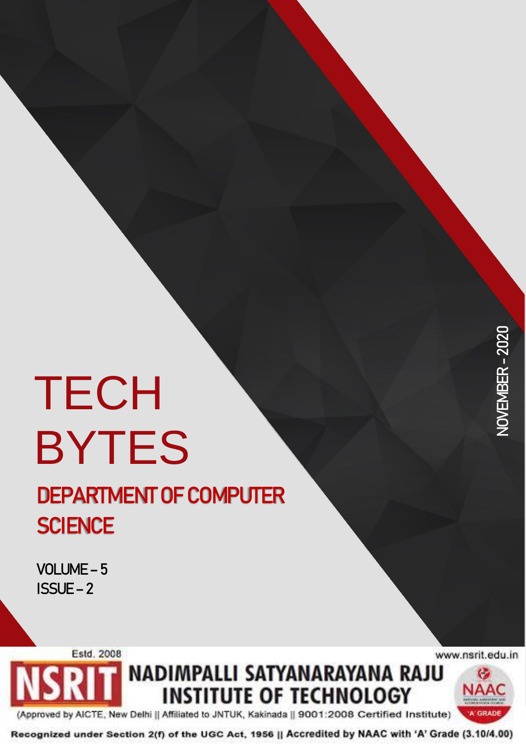# TECH BYTES

## DEPARTMENT OF COMPUTER SCIENCE

VOLUME – 5
ISSUE – 2

NOVEMBER - 2020

Estd. 2008

www.nsrit.edu.in

**NSRIT**

**NADIMPALLI SATYANARAYANA RAJU INSTITUTE OF TECHNOLOGY**

(Approved by AICTE, New Delhi || Affiliated to JNTUK, Kakinada || 9001:2008 Certified Institute)

NAAC 'A' GRADE

**Recognized under Section 2(f) of the UGC Act, 1956 || Accredited by NAAC with 'A' Grade (3.10/4.00)**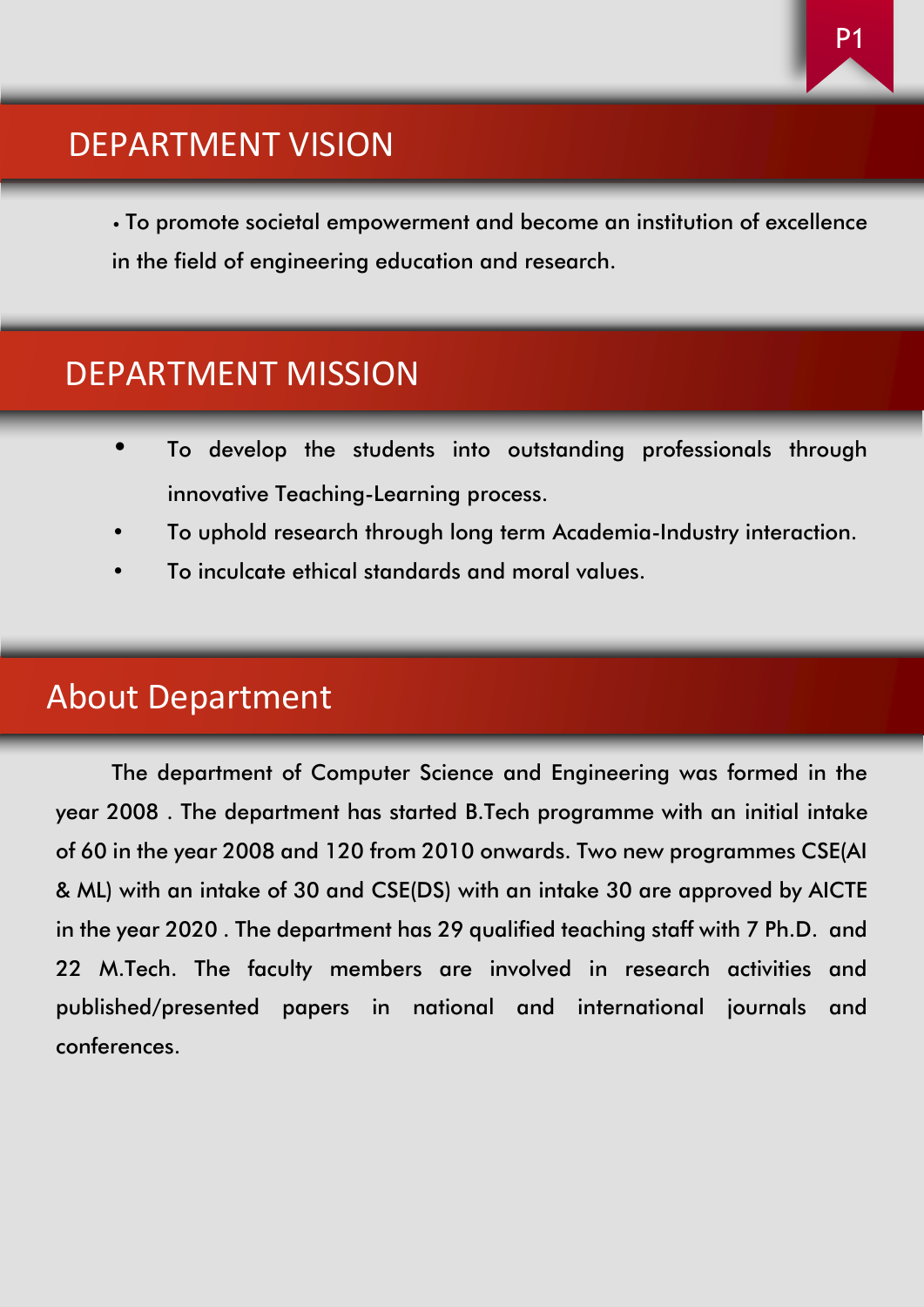## DEPARTMENT VISION

• To promote societal empowerment and become an institution of excellence in the field of engineering education and research.

## DEPARTMENT MISSION

- To develop the students into outstanding professionals through innovative Teaching-Learning process.
- To uphold research through long term Academia-Industry interaction.
- To inculcate ethical standards and moral values.

## About Department

The department of Computer Science and Engineering was formed in the year 2008 . The department has started B.Tech programme with an initial intake of 60 in the year 2008 and 120 from 2010 onwards. Two new programmes CSE(AI & ML) with an intake of 30 and CSE(DS) with an intake 30 are approved by AICTE in the year 2020 . The department has 29 qualified teaching staff with 7 Ph.D. and 22 M.Tech. The faculty members are involved in research activities and published/presented papers in national and international journals and conferences.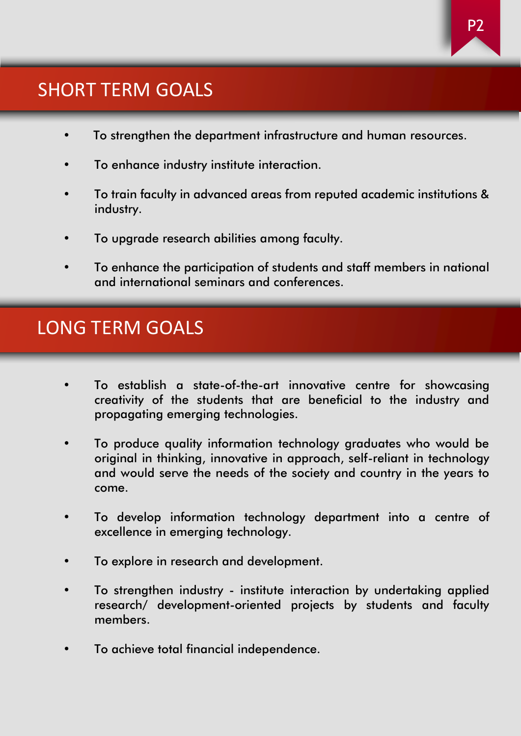## SHORT TERM GOALS

- To strengthen the department infrastructure and human resources.
- To enhance industry institute interaction.
- To train faculty in advanced areas from reputed academic institutions & industry.
- To upgrade research abilities among faculty.
- To enhance the participation of students and staff members in national and international seminars and conferences.

## LONG TERM GOALS

- To establish a state-of-the-art innovative centre for showcasing creativity of the students that are beneficial to the industry and propagating emerging technologies.
- To produce quality information technology graduates who would be original in thinking, innovative in approach, self-reliant in technology and would serve the needs of the society and country in the years to come.
- To develop information technology department into a centre of excellence in emerging technology.
- To explore in research and development.
- To strengthen industry - institute interaction by undertaking applied research/ development-oriented projects by students and faculty members.
- To achieve total financial independence.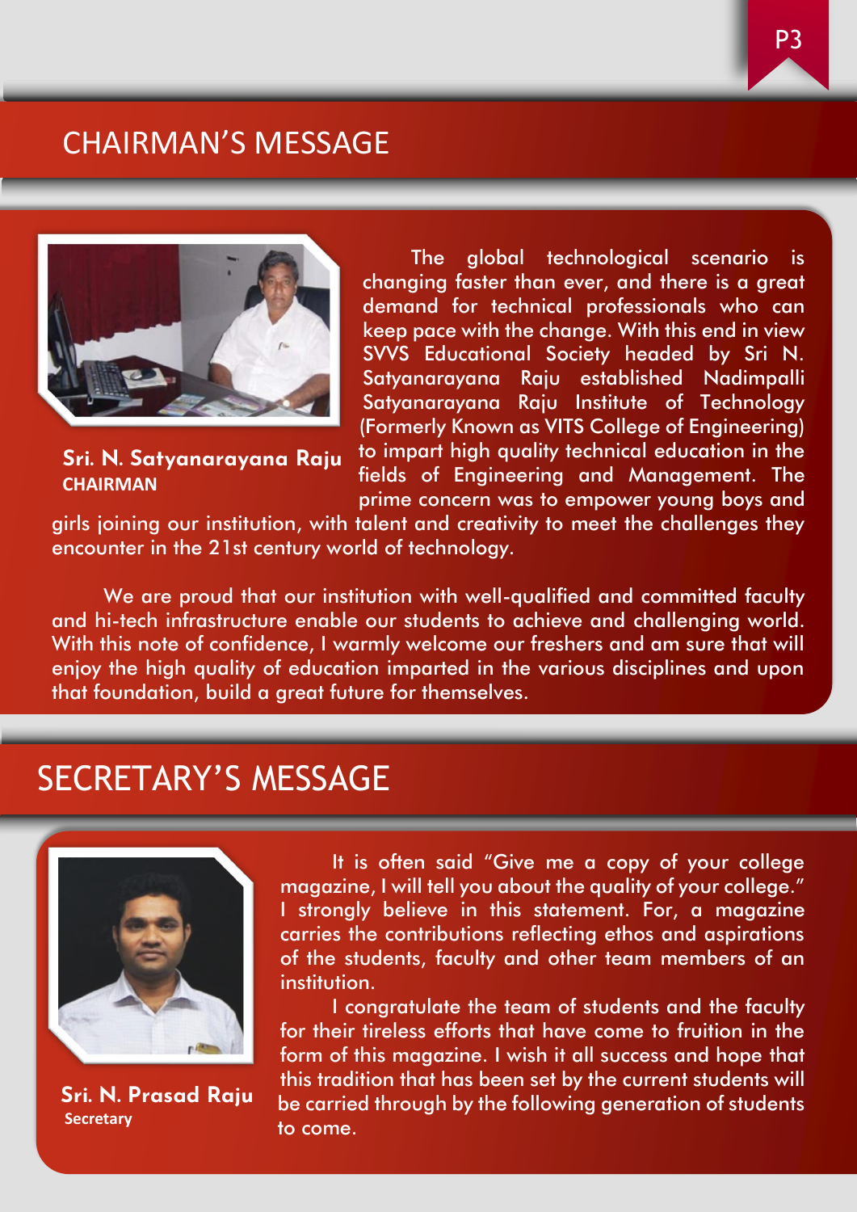## CHAIRMAN'S MESSAGE

**Sri. N. Satyanarayana Raju**
**CHAIRMAN**

The global technological scenario is changing faster than ever, and there is a great demand for technical professionals who can keep pace with the change. With this end in view SVVS Educational Society headed by Sri N. Satyanarayana Raju established Nadimpalli Satyanarayana Raju Institute of Technology (Formerly Known as VITS College of Engineering) to impart high quality technical education in the fields of Engineering and Management. The prime concern was to empower young boys and girls joining our institution, with talent and creativity to meet the challenges they encounter in the 21st century world of technology.

We are proud that our institution with well-qualified and committed faculty and hi-tech infrastructure enable our students to achieve and challenging world. With this note of confidence, I warmly welcome our freshers and am sure that will enjoy the high quality of education imparted in the various disciplines and upon that foundation, build a great future for themselves.

## SECRETARY'S MESSAGE

**Sri. N. Prasad Raju**
**Secretary**

It is often said "Give me a copy of your college magazine, I will tell you about the quality of your college." I strongly believe in this statement. For, a magazine carries the contributions reflecting ethos and aspirations of the students, faculty and other team members of an institution.

I congratulate the team of students and the faculty for their tireless efforts that have come to fruition in the form of this magazine. I wish it all success and hope that this tradition that has been set by the current students will be carried through by the following generation of students to come.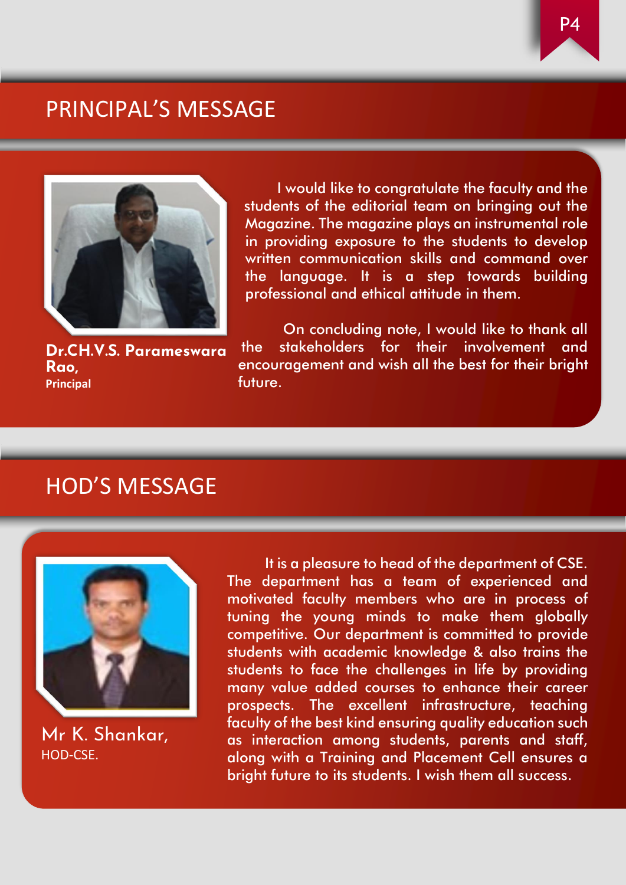## PRINCIPAL'S MESSAGE

I would like to congratulate the faculty and the students of the editorial team on bringing out the Magazine. The magazine plays an instrumental role in providing exposure to the students to develop written communication skills and command over the language. It is a step towards building professional and ethical attitude in them.

On concluding note, I would like to thank all the stakeholders for their involvement and encouragement and wish all the best for their bright future.

**Dr.CH.V.S. Parameswara Rao,**
**Principal**

## HOD'S MESSAGE

It is a pleasure to head of the department of CSE. The department has a team of experienced and motivated faculty members who are in process of tuning the young minds to make them globally competitive. Our department is committed to provide students with academic knowledge & also trains the students to face the challenges in life by providing many value added courses to enhance their career prospects. The excellent infrastructure, teaching faculty of the best kind ensuring quality education such as interaction among students, parents and staff, along with a Training and Placement Cell ensures a bright future to its students. I wish them all success.

Mr K. Shankar,
HOD-CSE.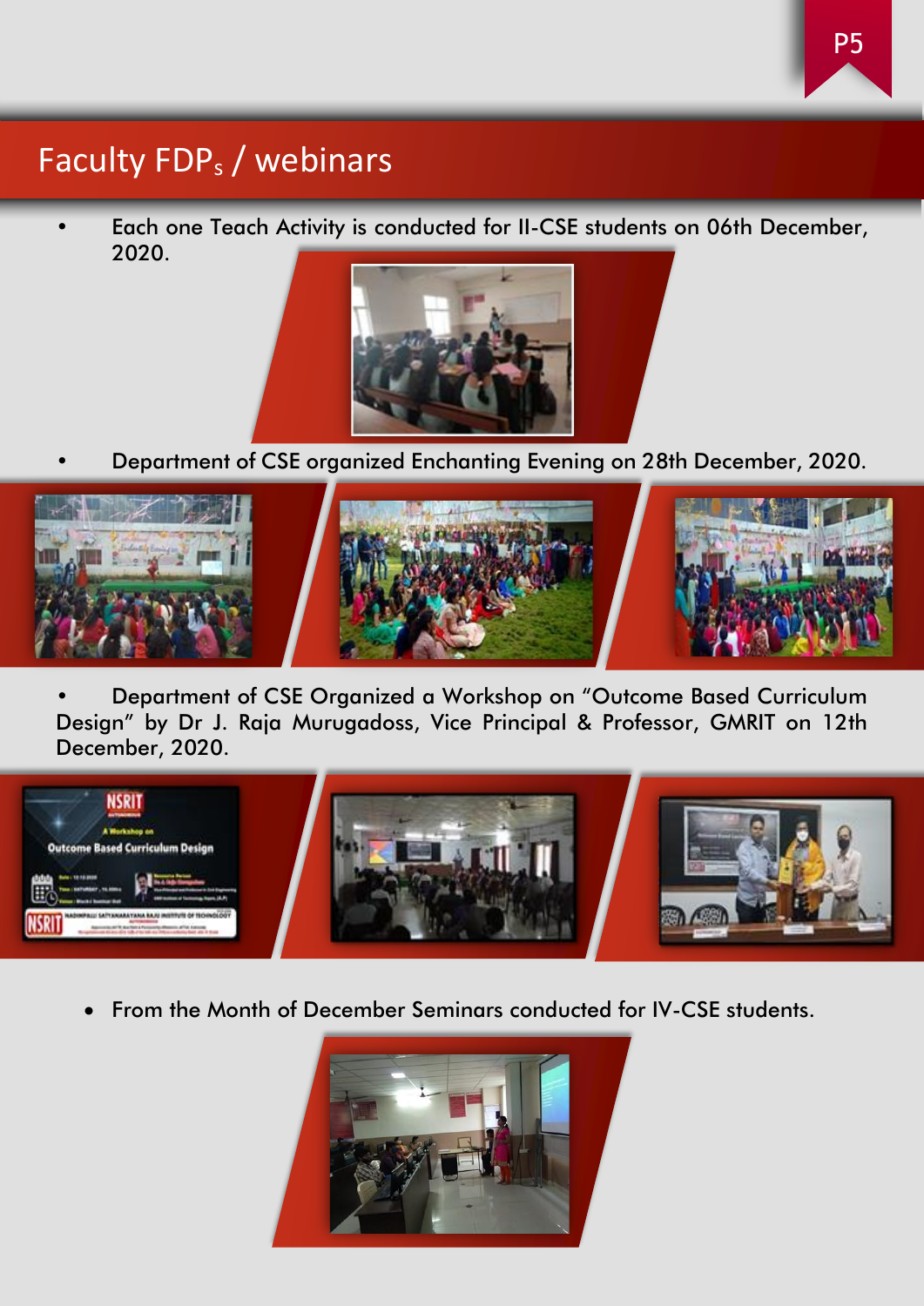# Faculty FDPs / webinars

- Each one Teach Activity is conducted for II-CSE students on 06th December, 2020.

- Department of CSE organized Enchanting Evening on 28th December, 2020.

- Department of CSE Organized a Workshop on "Outcome Based Curriculum Design" by Dr J. Raja Murugadoss, Vice Principal & Professor, GMRIT on 12th December, 2020.

- From the Month of December Seminars conducted for IV-CSE students.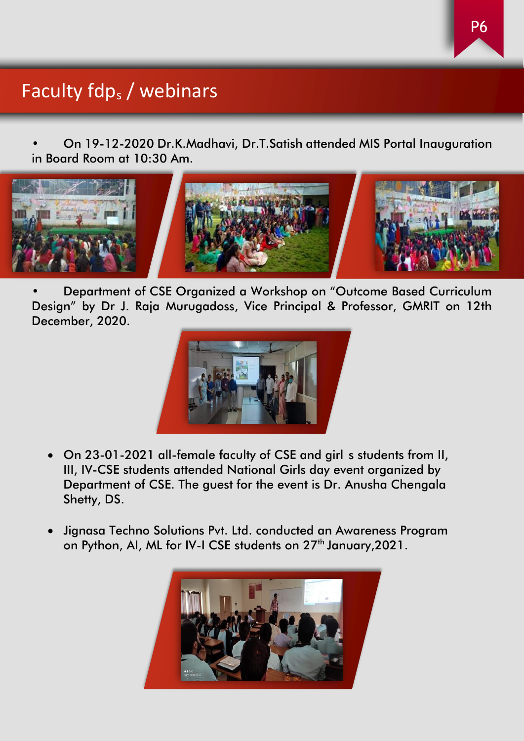# Faculty fdp$_s$ / webinars

- On 19-12-2020 Dr.K.Madhavi, Dr.T.Satish attended MIS Portal Inauguration in Board Room at 10:30 Am.

- Department of CSE Organized a Workshop on "Outcome Based Curriculum Design" by Dr J. Raja Murugadoss, Vice Principal & Professor, GMRIT on 12th December, 2020.

- On 23-01-2021 all-female faculty of CSE and girl s students from II, III, IV-CSE students attended National Girls day event organized by Department of CSE. The guest for the event is Dr. Anusha Chengala Shetty, DS.

- Jignasa Techno Solutions Pvt. Ltd. conducted an Awareness Program on Python, AI, ML for IV-I CSE students on 27th January,2021.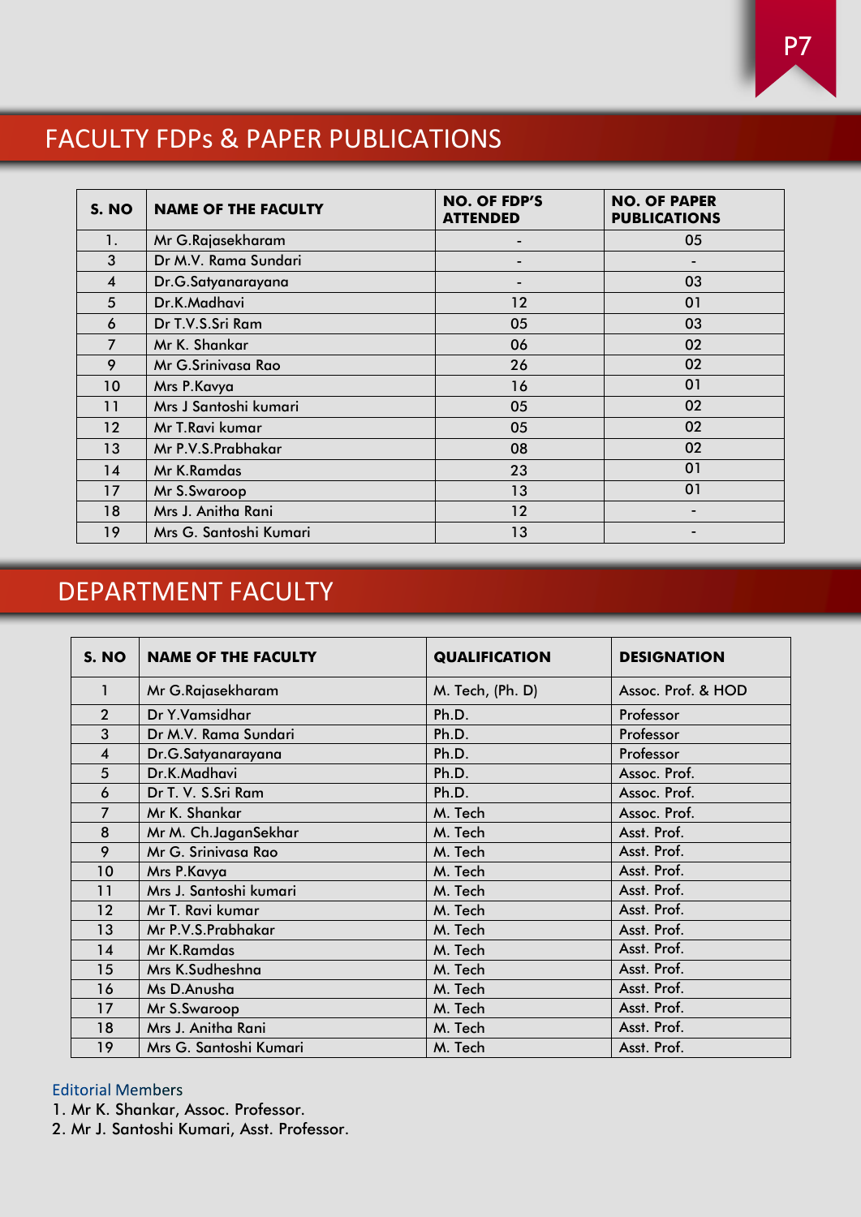## FACULTY FDPs & PAPER PUBLICATIONS

| S. NO | NAME OF THE FACULTY | NO. OF FDP'S ATTENDED | NO. OF PAPER PUBLICATIONS |
|---|---|---|---|
| 1. | Mr G.Rajasekharam | - | 05 |
| 3 | Dr M.V. Rama Sundari | - | - |
| 4 | Dr.G.Satyanarayana | - | 03 |
| 5 | Dr.K.Madhavi | 12 | 01 |
| 6 | Dr T.V.S.Sri Ram | 05 | 03 |
| 7 | Mr K. Shankar | 06 | 02 |
| 9 | Mr G.Srinivasa Rao | 26 | 02 |
| 10 | Mrs P.Kavya | 16 | 01 |
| 11 | Mrs J Santoshi kumari | 05 | 02 |
| 12 | Mr T.Ravi kumar | 05 | 02 |
| 13 | Mr P.V.S.Prabhakar | 08 | 02 |
| 14 | Mr K.Ramdas | 23 | 01 |
| 17 | Mr S.Swaroop | 13 | 01 |
| 18 | Mrs J. Anitha Rani | 12 | - |
| 19 | Mrs G. Santoshi Kumari | 13 | - |

## DEPARTMENT FACULTY

| S. NO | NAME OF THE FACULTY | QUALIFICATION | DESIGNATION |
|---|---|---|---|
| 1 | Mr G.Rajasekharam | M. Tech, (Ph. D) | Assoc. Prof. & HOD |
| 2 | Dr Y.Vamsidhar | Ph.D. | Professor |
| 3 | Dr M.V. Rama Sundari | Ph.D. | Professor |
| 4 | Dr.G.Satyanarayana | Ph.D. | Professor |
| 5 | Dr.K.Madhavi | Ph.D. | Assoc. Prof. |
| 6 | Dr T. V. S.Sri Ram | Ph.D. | Assoc. Prof. |
| 7 | Mr K. Shankar | M. Tech | Assoc. Prof. |
| 8 | Mr M. Ch.JaganSekhar | M. Tech | Asst. Prof. |
| 9 | Mr G. Srinivasa Rao | M. Tech | Asst. Prof. |
| 10 | Mrs P.Kavya | M. Tech | Asst. Prof. |
| 11 | Mrs J. Santoshi kumari | M. Tech | Asst. Prof. |
| 12 | Mr T. Ravi kumar | M. Tech | Asst. Prof. |
| 13 | Mr P.V.S.Prabhakar | M. Tech | Asst. Prof. |
| 14 | Mr K.Ramdas | M. Tech | Asst. Prof. |
| 15 | Mrs K.Sudheshna | M. Tech | Asst. Prof. |
| 16 | Ms D.Anusha | M. Tech | Asst. Prof. |
| 17 | Mr S.Swaroop | M. Tech | Asst. Prof. |
| 18 | Mrs J. Anitha Rani | M. Tech | Asst. Prof. |
| 19 | Mrs G. Santoshi Kumari | M. Tech | Asst. Prof. |

Editorial Members

1. Mr K. Shankar, Assoc. Professor.
2. Mr J. Santoshi Kumari, Asst. Professor.